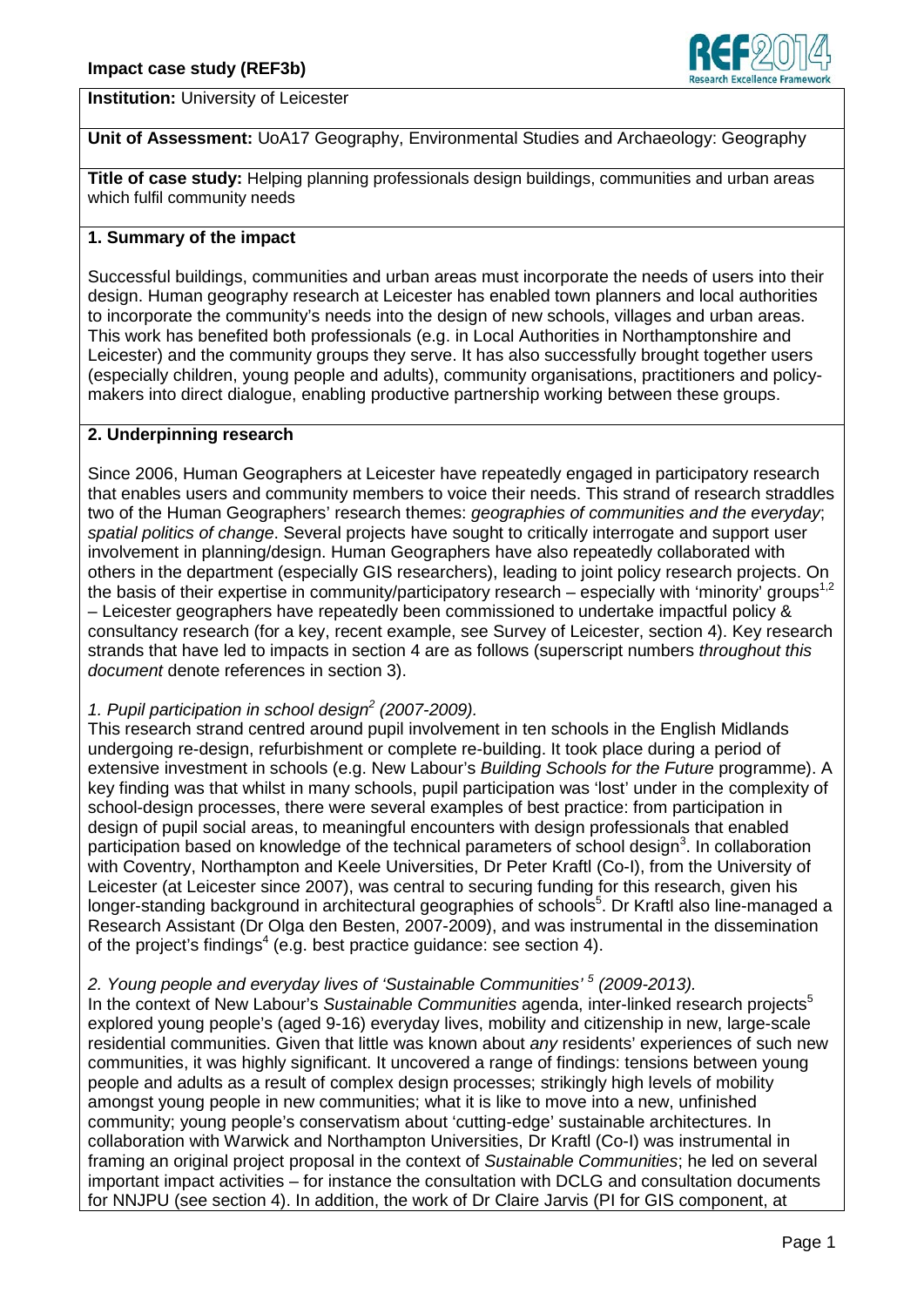**Institution:** University of Leicester

**Unit of Assessment:** UoA17 Geography, Environmental Studies and Archaeology: Geography

**Title of case study:** Helping planning professionals design buildings, communities and urban areas which fulfil community needs

## 1. Summary of the impact

Successful buildings, communities and urban areas must incorporate the needs of users into their design. Human geography research at Leicester has enabled town planners and local authorities to incorporate the community's needs into the design of new schools, villages and urban areas. This work has benefited both professionals (e.g. in Local Authorities in Northamptonshire and Leicester) and the community groups they serve. It has also successfully brought together users (especially children, young people and adults), community organisations, practitioners and policy-makers into direct dialogue, enabling productive partnership working between these groups.

## 2. Underpinning research

Since 2006, Human Geographers at Leicester have repeatedly engaged in participatory research that enables users and community members to voice their needs. This strand of research straddles two of the Human Geographers' research themes: *geographies of communities and the everyday*; *spatial politics of change*. Several projects have sought to critically interrogate and support user involvement in planning/design. Human Geographers have also repeatedly collaborated with others in the department (especially GIS researchers), leading to joint policy research projects. On the basis of their expertise in community/participatory research – especially with 'minority' groups[1,2] – Leicester geographers have repeatedly been commissioned to undertake impactful policy & consultancy research (for a key, recent example, see Survey of Leicester, section 4). Key research strands that have led to impacts in section 4 are as follows (superscript numbers *throughout this document* denote references in section 3).

*1. Pupil participation in school design[2] (2007-2009).*

This research strand centred around pupil involvement in ten schools in the English Midlands undergoing re-design, refurbishment or complete re-building. It took place during a period of extensive investment in schools (e.g. New Labour's *Building Schools for the Future* programme). A key finding was that whilst in many schools, pupil participation was 'lost' under in the complexity of school-design processes, there were several examples of best practice: from participation in design of pupil social areas, to meaningful encounters with design professionals that enabled participation based on knowledge of the technical parameters of school design[3]. In collaboration with Coventry, Northampton and Keele Universities, Dr Peter Kraftl (Co-I), from the University of Leicester (at Leicester since 2007), was central to securing funding for this research, given his longer-standing background in architectural geographies of schools[5]. Dr Kraftl also line-managed a Research Assistant (Dr Olga den Besten, 2007-2009), and was instrumental in the dissemination of the project's findings[4] (e.g. best practice guidance: see section 4).

*2. Young people and everyday lives of 'Sustainable Communities' [5] (2009-2013).*

In the context of New Labour's *Sustainable Communities* agenda, inter-linked research projects[5] explored young people's (aged 9-16) everyday lives, mobility and citizenship in new, large-scale residential communities. Given that little was known about *any* residents' experiences of such new communities, it was highly significant. It uncovered a range of findings: tensions between young people and adults as a result of complex design processes; strikingly high levels of mobility amongst young people in new communities; what it is like to move into a new, unfinished community; young people's conservatism about 'cutting-edge' sustainable architectures. In collaboration with Warwick and Northampton Universities, Dr Kraftl (Co-I) was instrumental in framing an original project proposal in the context of *Sustainable Communities*; he led on several important impact activities – for instance the consultation with DCLG and consultation documents for NNJPU (see section 4). In addition, the work of Dr Claire Jarvis (PI for GIS component, at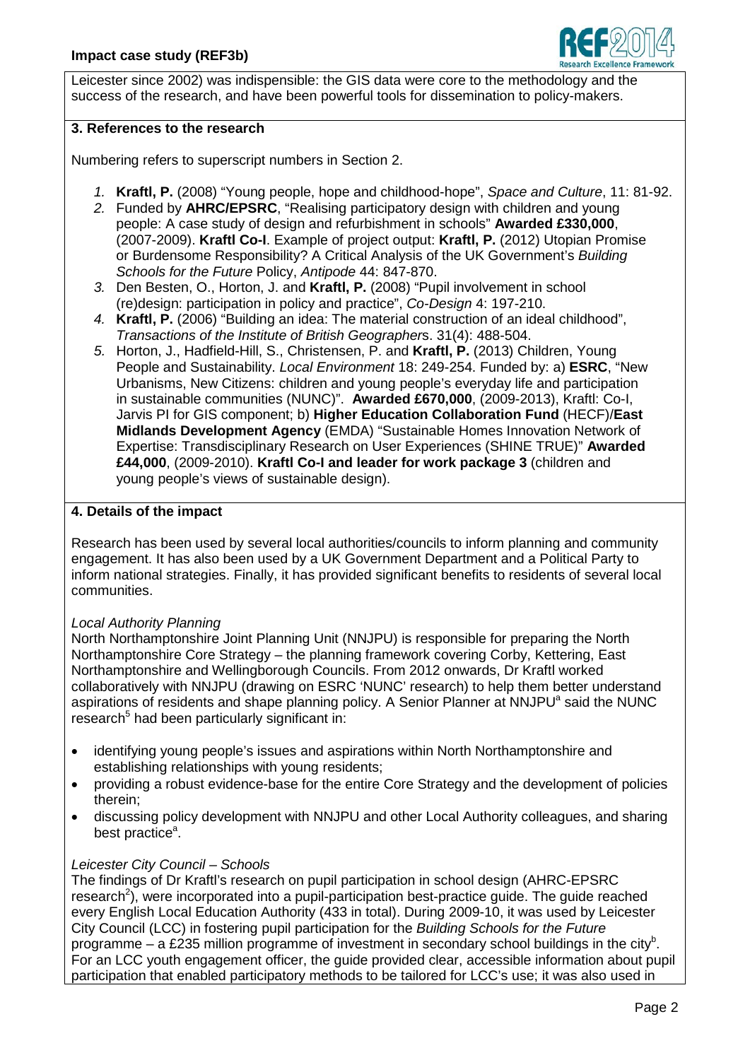Leicester since 2002) was indispensible: the GIS data were core to the methodology and the success of the research, and have been powerful tools for dissemination to policy-makers.

## 3. References to the research

Numbering refers to superscript numbers in Section 2.

1. **Kraftl, P.** (2008) "Young people, hope and childhood-hope", *Space and Culture*, 11: 81-92.
2. Funded by **AHRC/EPSRC**, "Realising participatory design with children and young people: A case study of design and refurbishment in schools" **Awarded £330,000**, (2007-2009). **Kraftl Co-I**. Example of project output: **Kraftl, P.** (2012) Utopian Promise or Burdensome Responsibility? A Critical Analysis of the UK Government's *Building Schools for the Future* Policy, *Antipode* 44: 847-870.
3. Den Besten, O., Horton, J. and **Kraftl, P.** (2008) "Pupil involvement in school (re)design: participation in policy and practice", *Co-Design* 4: 197-210.
4. **Kraftl, P.** (2006) "Building an idea: The material construction of an ideal childhood", *Transactions of the Institute of British Geographers*. 31(4): 488-504.
5. Horton, J., Hadfield-Hill, S., Christensen, P. and **Kraftl, P.** (2013) Children, Young People and Sustainability. *Local Environment* 18: 249-254. Funded by: a) **ESRC**, "New Urbanisms, New Citizens: children and young people's everyday life and participation in sustainable communities (NUNC)". **Awarded £670,000**, (2009-2013), Kraftl: Co-I, Jarvis PI for GIS component; b) **Higher Education Collaboration Fund** (HECF)/**East Midlands Development Agency** (EMDA) "Sustainable Homes Innovation Network of Expertise: Transdisciplinary Research on User Experiences (SHINE TRUE)" **Awarded £44,000**, (2009-2010). **Kraftl Co-I and leader for work package 3** (children and young people's views of sustainable design).

## 4. Details of the impact

Research has been used by several local authorities/councils to inform planning and community engagement. It has also been used by a UK Government Department and a Political Party to inform national strategies. Finally, it has provided significant benefits to residents of several local communities.

*Local Authority Planning*

North Northamptonshire Joint Planning Unit (NNJPU) is responsible for preparing the North Northamptonshire Core Strategy – the planning framework covering Corby, Kettering, East Northamptonshire and Wellingborough Councils. From 2012 onwards, Dr Kraftl worked collaboratively with NNJPU (drawing on ESRC 'NUNC' research) to help them better understand aspirations of residents and shape planning policy. A Senior Planner at NNJPU[a] said the NUNC research[5] had been particularly significant in:

- identifying young people's issues and aspirations within North Northamptonshire and establishing relationships with young residents;
- providing a robust evidence-base for the entire Core Strategy and the development of policies therein;
- discussing policy development with NNJPU and other Local Authority colleagues, and sharing best practice[a].

*Leicester City Council – Schools*

The findings of Dr Kraftl's research on pupil participation in school design (AHRC-EPSRC research[2]), were incorporated into a pupil-participation best-practice guide. The guide reached every English Local Education Authority (433 in total). During 2009-10, it was used by Leicester City Council (LCC) in fostering pupil participation for the *Building Schools for the Future* programme – a £235 million programme of investment in secondary school buildings in the city[b]. For an LCC youth engagement officer, the guide provided clear, accessible information about pupil participation that enabled participatory methods to be tailored for LCC's use; it was also used in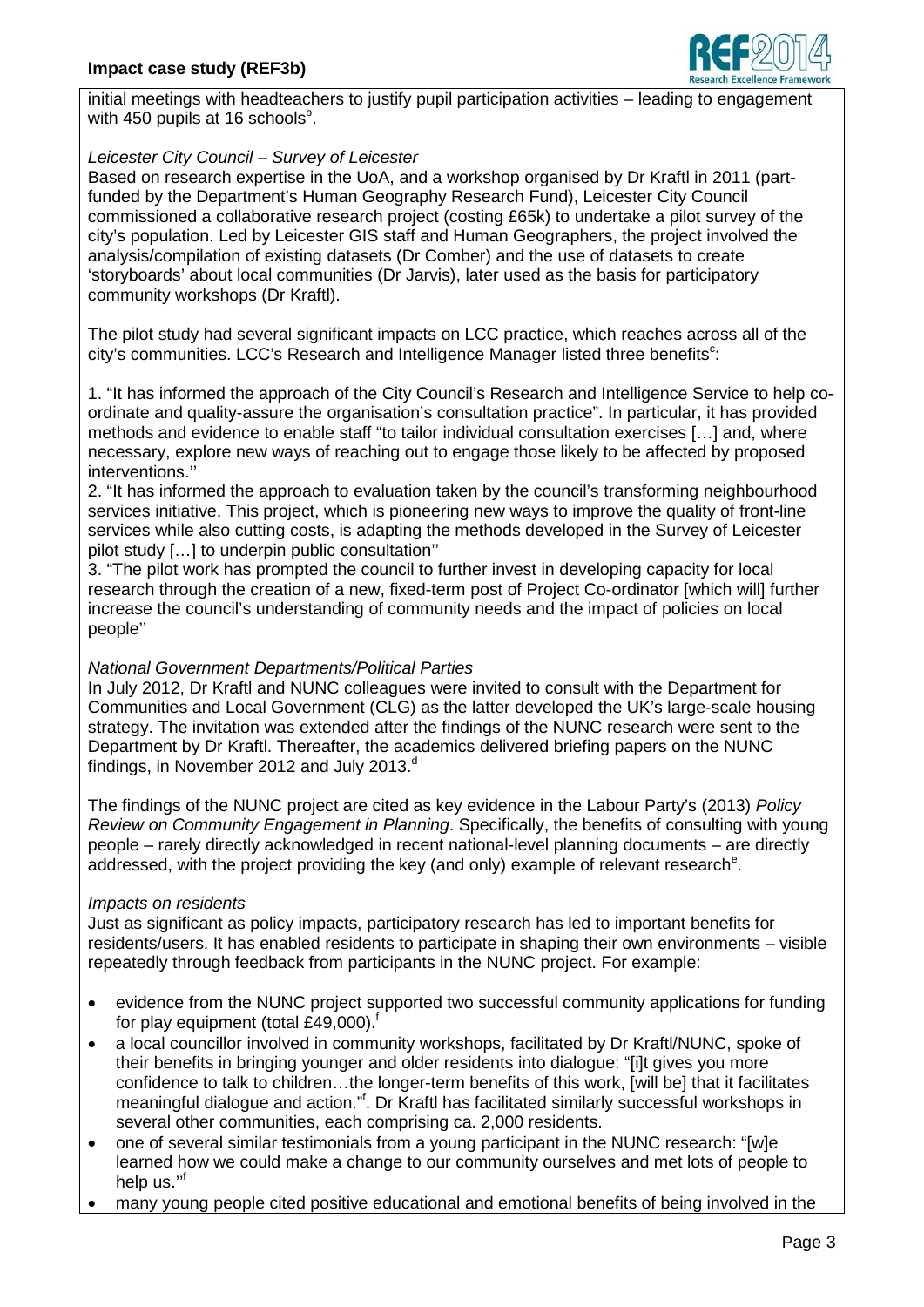initial meetings with headteachers to justify pupil participation activities – leading to engagement with 450 pupils at 16 schools[b].

*Leicester City Council – Survey of Leicester*

Based on research expertise in the UoA, and a workshop organised by Dr Kraftl in 2011 (part-funded by the Department's Human Geography Research Fund), Leicester City Council commissioned a collaborative research project (costing £65k) to undertake a pilot survey of the city's population. Led by Leicester GIS staff and Human Geographers, the project involved the analysis/compilation of existing datasets (Dr Comber) and the use of datasets to create 'storyboards' about local communities (Dr Jarvis), later used as the basis for participatory community workshops (Dr Kraftl).

The pilot study had several significant impacts on LCC practice, which reaches across all of the city's communities. LCC's Research and Intelligence Manager listed three benefits[c]:

1. "It has informed the approach of the City Council's Research and Intelligence Service to help co-ordinate and quality-assure the organisation's consultation practice". In particular, it has provided methods and evidence to enable staff "to tailor individual consultation exercises […] and, where necessary, explore new ways of reaching out to engage those likely to be affected by proposed interventions.''
2. "It has informed the approach to evaluation taken by the council's transforming neighbourhood services initiative. This project, which is pioneering new ways to improve the quality of front-line services while also cutting costs, is adapting the methods developed in the Survey of Leicester pilot study […] to underpin public consultation''
3. "The pilot work has prompted the council to further invest in developing capacity for local research through the creation of a new, fixed-term post of Project Co-ordinator [which will] further increase the council's understanding of community needs and the impact of policies on local people''

*National Government Departments/Political Parties*

In July 2012, Dr Kraftl and NUNC colleagues were invited to consult with the Department for Communities and Local Government (CLG) as the latter developed the UK's large-scale housing strategy. The invitation was extended after the findings of the NUNC research were sent to the Department by Dr Kraftl. Thereafter, the academics delivered briefing papers on the NUNC findings, in November 2012 and July 2013.[d]

The findings of the NUNC project are cited as key evidence in the Labour Party's (2013) *Policy Review on Community Engagement in Planning*. Specifically, the benefits of consulting with young people – rarely directly acknowledged in recent national-level planning documents – are directly addressed, with the project providing the key (and only) example of relevant research[e].

*Impacts on residents*

Just as significant as policy impacts, participatory research has led to important benefits for residents/users. It has enabled residents to participate in shaping their own environments – visible repeatedly through feedback from participants in the NUNC project. For example:

- evidence from the NUNC project supported two successful community applications for funding for play equipment (total £49,000).[f]
- a local councillor involved in community workshops, facilitated by Dr Kraftl/NUNC, spoke of their benefits in bringing younger and older residents into dialogue: "[i]t gives you more confidence to talk to children…the longer-term benefits of this work, [will be] that it facilitates meaningful dialogue and action."[f]. Dr Kraftl has facilitated similarly successful workshops in several other communities, each comprising ca. 2,000 residents.
- one of several similar testimonials from a young participant in the NUNC research: "[w]e learned how we could make a change to our community ourselves and met lots of people to help us.''[f]
- many young people cited positive educational and emotional benefits of being involved in the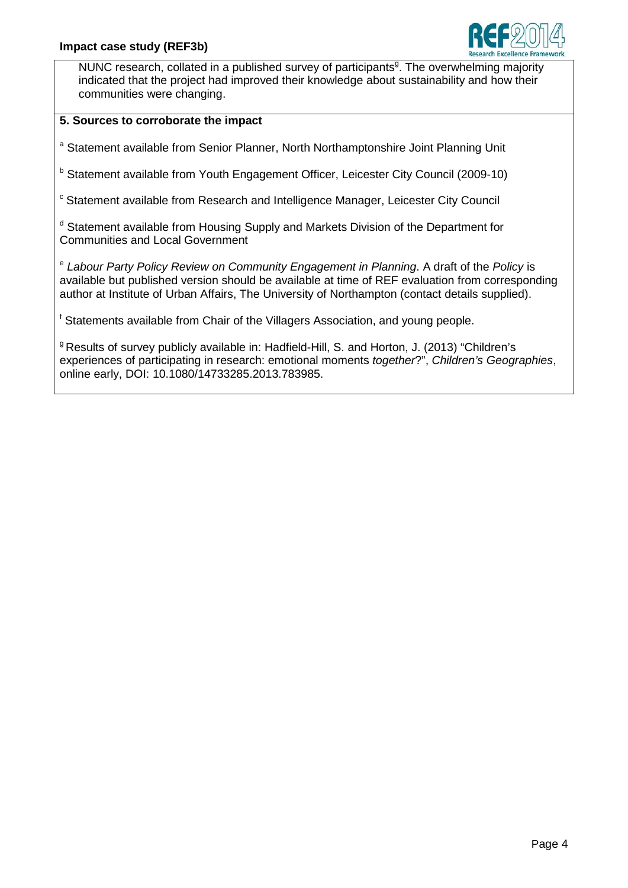NUNC research, collated in a published survey of participants[g]. The overwhelming majority indicated that the project had improved their knowledge about sustainability and how their communities were changing.

## 5. Sources to corroborate the impact

[a] Statement available from Senior Planner, North Northamptonshire Joint Planning Unit

[b] Statement available from Youth Engagement Officer, Leicester City Council (2009-10)

[c] Statement available from Research and Intelligence Manager, Leicester City Council

[d] Statement available from Housing Supply and Markets Division of the Department for Communities and Local Government

[e] *Labour Party Policy Review on Community Engagement in Planning*. A draft of the *Policy* is available but published version should be available at time of REF evaluation from corresponding author at Institute of Urban Affairs, The University of Northampton (contact details supplied).

[f] Statements available from Chair of the Villagers Association, and young people.

[g] Results of survey publicly available in: Hadfield-Hill, S. and Horton, J. (2013) "Children's experiences of participating in research: emotional moments *together*?", *Children's Geographies*, online early, DOI: 10.1080/14733285.2013.783985.